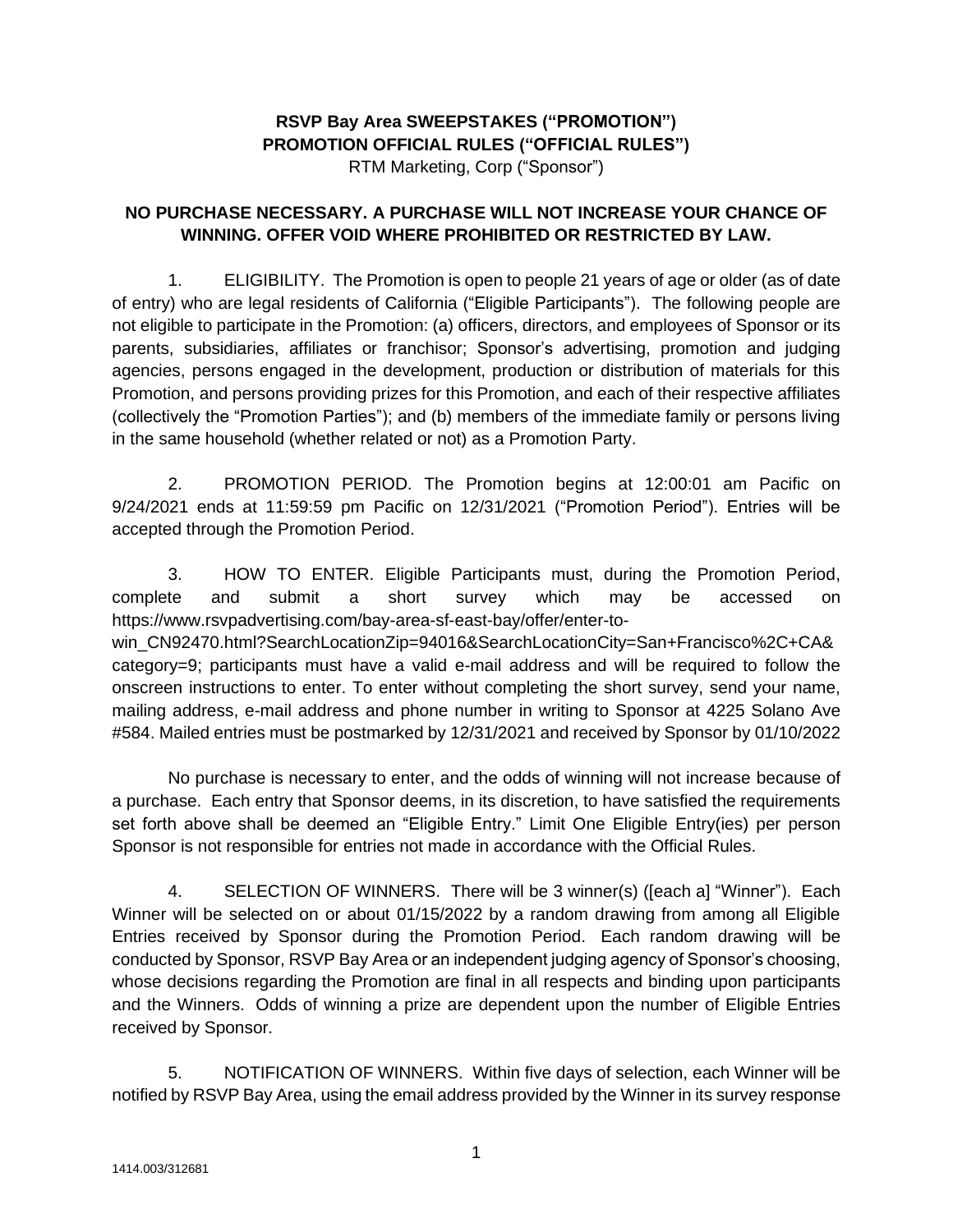**RSVP Bay Area SWEEPSTAKES ("PROMOTION")**
**PROMOTION OFFICIAL RULES ("OFFICIAL RULES")**
RTM Marketing, Corp ("Sponsor")

**NO PURCHASE NECESSARY. A PURCHASE WILL NOT INCREASE YOUR CHANCE OF WINNING. OFFER VOID WHERE PROHIBITED OR RESTRICTED BY LAW.**

1. ELIGIBILITY. The Promotion is open to people 21 years of age or older (as of date of entry) who are legal residents of California ("Eligible Participants"). The following people are not eligible to participate in the Promotion: (a) officers, directors, and employees of Sponsor or its parents, subsidiaries, affiliates or franchisor; Sponsor's advertising, promotion and judging agencies, persons engaged in the development, production or distribution of materials for this Promotion, and persons providing prizes for this Promotion, and each of their respective affiliates (collectively the "Promotion Parties"); and (b) members of the immediate family or persons living in the same household (whether related or not) as a Promotion Party.

2. PROMOTION PERIOD. The Promotion begins at 12:00:01 am Pacific on 9/24/2021 ends at 11:59:59 pm Pacific on 12/31/2021 ("Promotion Period"). Entries will be accepted through the Promotion Period.

3. HOW TO ENTER. Eligible Participants must, during the Promotion Period, complete and submit a short survey which may be accessed on https://www.rsvpadvertising.com/bay-area-sf-east-bay/offer/enter-to-win_CN92470.html?SearchLocationZip=94016&SearchLocationCity=San+Francisco%2C+CA&category=9; participants must have a valid e-mail address and will be required to follow the onscreen instructions to enter. To enter without completing the short survey, send your name, mailing address, e-mail address and phone number in writing to Sponsor at 4225 Solano Ave #584. Mailed entries must be postmarked by 12/31/2021 and received by Sponsor by 01/10/2022

No purchase is necessary to enter, and the odds of winning will not increase because of a purchase. Each entry that Sponsor deems, in its discretion, to have satisfied the requirements set forth above shall be deemed an "Eligible Entry." Limit One Eligible Entry(ies) per person Sponsor is not responsible for entries not made in accordance with the Official Rules.

4. SELECTION OF WINNERS. There will be 3 winner(s) ([each a] "Winner"). Each Winner will be selected on or about 01/15/2022 by a random drawing from among all Eligible Entries received by Sponsor during the Promotion Period. Each random drawing will be conducted by Sponsor, RSVP Bay Area or an independent judging agency of Sponsor's choosing, whose decisions regarding the Promotion are final in all respects and binding upon participants and the Winners. Odds of winning a prize are dependent upon the number of Eligible Entries received by Sponsor.

5. NOTIFICATION OF WINNERS. Within five days of selection, each Winner will be notified by RSVP Bay Area, using the email address provided by the Winner in its survey response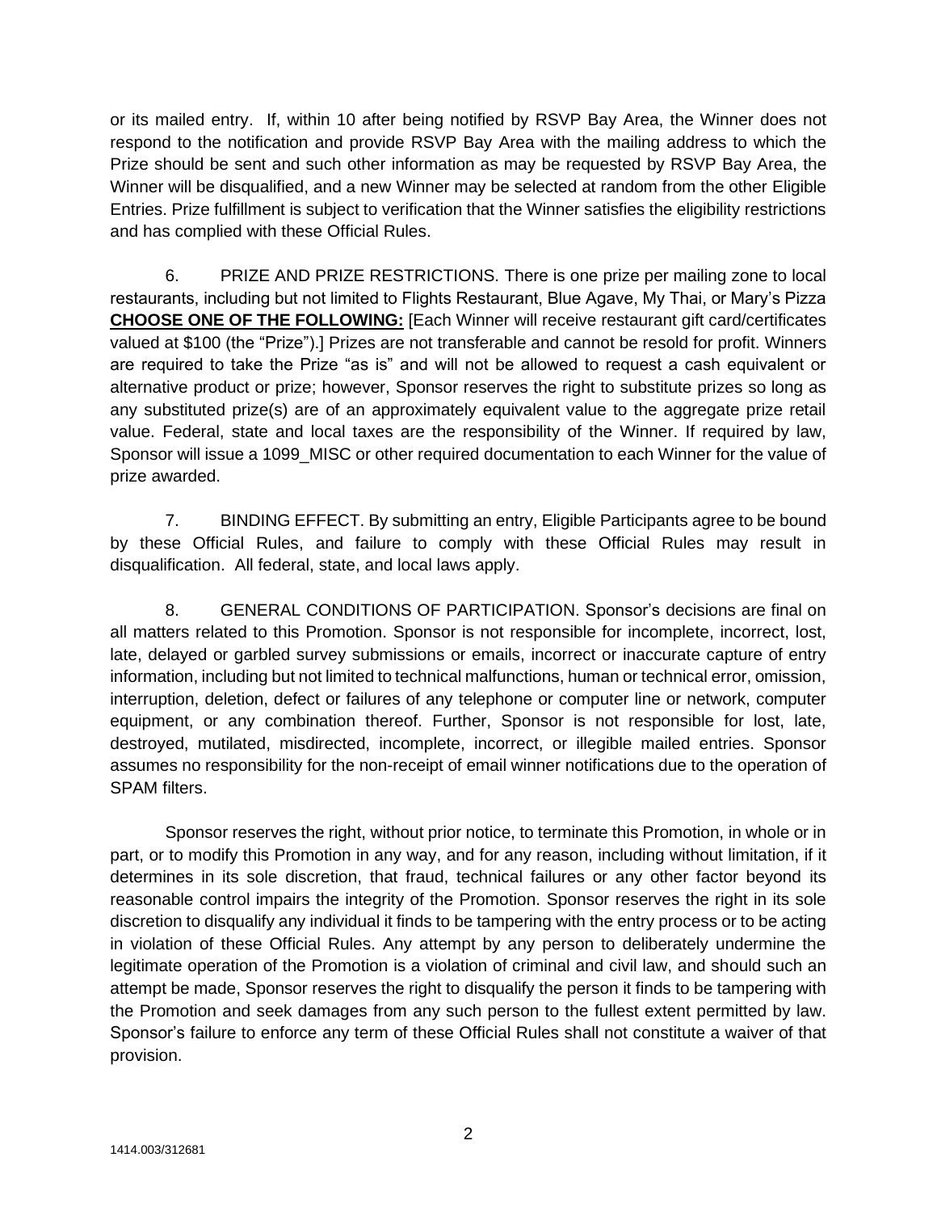or its mailed entry. If, within 10 after being notified by RSVP Bay Area, the Winner does not respond to the notification and provide RSVP Bay Area with the mailing address to which the Prize should be sent and such other information as may be requested by RSVP Bay Area, the Winner will be disqualified, and a new Winner may be selected at random from the other Eligible Entries. Prize fulfillment is subject to verification that the Winner satisfies the eligibility restrictions and has complied with these Official Rules.

6. PRIZE AND PRIZE RESTRICTIONS. There is one prize per mailing zone to local restaurants, including but not limited to Flights Restaurant, Blue Agave, My Thai, or Mary's Pizza **CHOOSE ONE OF THE FOLLOWING:** [Each Winner will receive restaurant gift card/certificates valued at $100 (the "Prize").] Prizes are not transferable and cannot be resold for profit. Winners are required to take the Prize "as is" and will not be allowed to request a cash equivalent or alternative product or prize; however, Sponsor reserves the right to substitute prizes so long as any substituted prize(s) are of an approximately equivalent value to the aggregate prize retail value. Federal, state and local taxes are the responsibility of the Winner. If required by law, Sponsor will issue a 1099_MISC or other required documentation to each Winner for the value of prize awarded.

7. BINDING EFFECT. By submitting an entry, Eligible Participants agree to be bound by these Official Rules, and failure to comply with these Official Rules may result in disqualification. All federal, state, and local laws apply.

8. GENERAL CONDITIONS OF PARTICIPATION. Sponsor's decisions are final on all matters related to this Promotion. Sponsor is not responsible for incomplete, incorrect, lost, late, delayed or garbled survey submissions or emails, incorrect or inaccurate capture of entry information, including but not limited to technical malfunctions, human or technical error, omission, interruption, deletion, defect or failures of any telephone or computer line or network, computer equipment, or any combination thereof. Further, Sponsor is not responsible for lost, late, destroyed, mutilated, misdirected, incomplete, incorrect, or illegible mailed entries. Sponsor assumes no responsibility for the non-receipt of email winner notifications due to the operation of SPAM filters.

Sponsor reserves the right, without prior notice, to terminate this Promotion, in whole or in part, or to modify this Promotion in any way, and for any reason, including without limitation, if it determines in its sole discretion, that fraud, technical failures or any other factor beyond its reasonable control impairs the integrity of the Promotion. Sponsor reserves the right in its sole discretion to disqualify any individual it finds to be tampering with the entry process or to be acting in violation of these Official Rules. Any attempt by any person to deliberately undermine the legitimate operation of the Promotion is a violation of criminal and civil law, and should such an attempt be made, Sponsor reserves the right to disqualify the person it finds to be tampering with the Promotion and seek damages from any such person to the fullest extent permitted by law. Sponsor's failure to enforce any term of these Official Rules shall not constitute a waiver of that provision.

1414.003/312681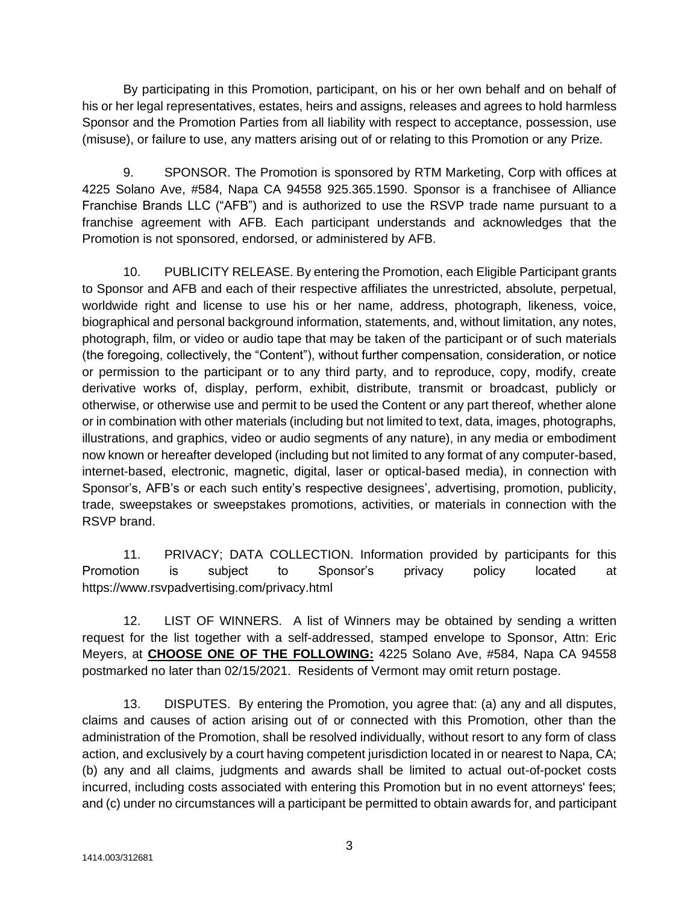By participating in this Promotion, participant, on his or her own behalf and on behalf of his or her legal representatives, estates, heirs and assigns, releases and agrees to hold harmless Sponsor and the Promotion Parties from all liability with respect to acceptance, possession, use (misuse), or failure to use, any matters arising out of or relating to this Promotion or any Prize.

9. SPONSOR. The Promotion is sponsored by RTM Marketing, Corp with offices at 4225 Solano Ave, #584, Napa CA 94558 925.365.1590. Sponsor is a franchisee of Alliance Franchise Brands LLC ("AFB") and is authorized to use the RSVP trade name pursuant to a franchise agreement with AFB. Each participant understands and acknowledges that the Promotion is not sponsored, endorsed, or administered by AFB.

10. PUBLICITY RELEASE. By entering the Promotion, each Eligible Participant grants to Sponsor and AFB and each of their respective affiliates the unrestricted, absolute, perpetual, worldwide right and license to use his or her name, address, photograph, likeness, voice, biographical and personal background information, statements, and, without limitation, any notes, photograph, film, or video or audio tape that may be taken of the participant or of such materials (the foregoing, collectively, the "Content"), without further compensation, consideration, or notice or permission to the participant or to any third party, and to reproduce, copy, modify, create derivative works of, display, perform, exhibit, distribute, transmit or broadcast, publicly or otherwise, or otherwise use and permit to be used the Content or any part thereof, whether alone or in combination with other materials (including but not limited to text, data, images, photographs, illustrations, and graphics, video or audio segments of any nature), in any media or embodiment now known or hereafter developed (including but not limited to any format of any computer-based, internet-based, electronic, magnetic, digital, laser or optical-based media), in connection with Sponsor's, AFB's or each such entity's respective designees', advertising, promotion, publicity, trade, sweepstakes or sweepstakes promotions, activities, or materials in connection with the RSVP brand.

11. PRIVACY; DATA COLLECTION. Information provided by participants for this Promotion is subject to Sponsor's privacy policy located at https://www.rsvpadvertising.com/privacy.html

12. LIST OF WINNERS. A list of Winners may be obtained by sending a written request for the list together with a self-addressed, stamped envelope to Sponsor, Attn: Eric Meyers, at **CHOOSE ONE OF THE FOLLOWING:** 4225 Solano Ave, #584, Napa CA 94558 postmarked no later than 02/15/2021. Residents of Vermont may omit return postage.

13. DISPUTES. By entering the Promotion, you agree that: (a) any and all disputes, claims and causes of action arising out of or connected with this Promotion, other than the administration of the Promotion, shall be resolved individually, without resort to any form of class action, and exclusively by a court having competent jurisdiction located in or nearest to Napa, CA; (b) any and all claims, judgments and awards shall be limited to actual out-of-pocket costs incurred, including costs associated with entering this Promotion but in no event attorneys' fees; and (c) under no circumstances will a participant be permitted to obtain awards for, and participant

1414.003/312681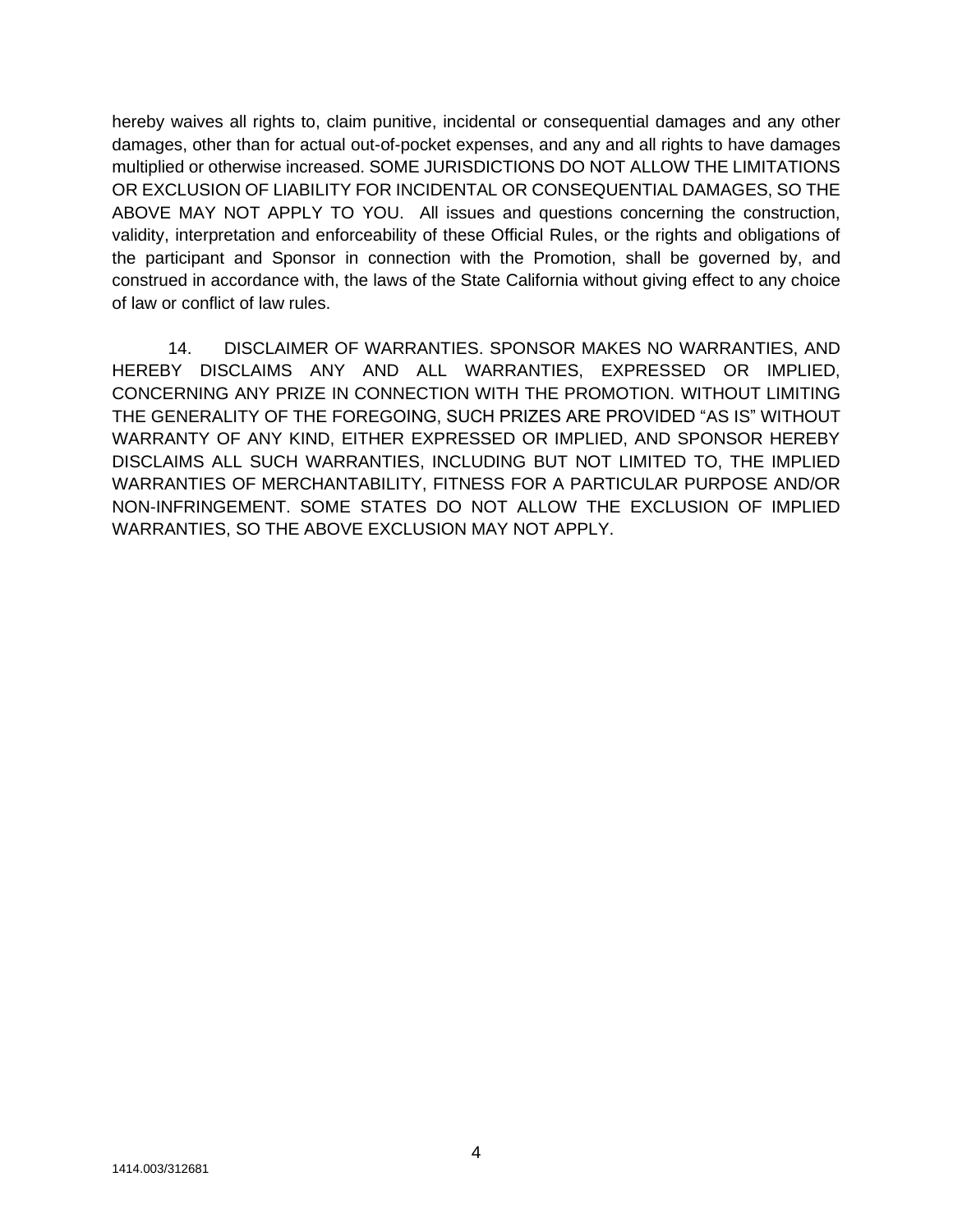hereby waives all rights to, claim punitive, incidental or consequential damages and any other damages, other than for actual out-of-pocket expenses, and any and all rights to have damages multiplied or otherwise increased. SOME JURISDICTIONS DO NOT ALLOW THE LIMITATIONS OR EXCLUSION OF LIABILITY FOR INCIDENTAL OR CONSEQUENTIAL DAMAGES, SO THE ABOVE MAY NOT APPLY TO YOU. All issues and questions concerning the construction, validity, interpretation and enforceability of these Official Rules, or the rights and obligations of the participant and Sponsor in connection with the Promotion, shall be governed by, and construed in accordance with, the laws of the State California without giving effect to any choice of law or conflict of law rules.

14. DISCLAIMER OF WARRANTIES. SPONSOR MAKES NO WARRANTIES, AND HEREBY DISCLAIMS ANY AND ALL WARRANTIES, EXPRESSED OR IMPLIED, CONCERNING ANY PRIZE IN CONNECTION WITH THE PROMOTION. WITHOUT LIMITING THE GENERALITY OF THE FOREGOING, SUCH PRIZES ARE PROVIDED "AS IS" WITHOUT WARRANTY OF ANY KIND, EITHER EXPRESSED OR IMPLIED, AND SPONSOR HEREBY DISCLAIMS ALL SUCH WARRANTIES, INCLUDING BUT NOT LIMITED TO, THE IMPLIED WARRANTIES OF MERCHANTABILITY, FITNESS FOR A PARTICULAR PURPOSE AND/OR NON-INFRINGEMENT. SOME STATES DO NOT ALLOW THE EXCLUSION OF IMPLIED WARRANTIES, SO THE ABOVE EXCLUSION MAY NOT APPLY.

1414.003/312681